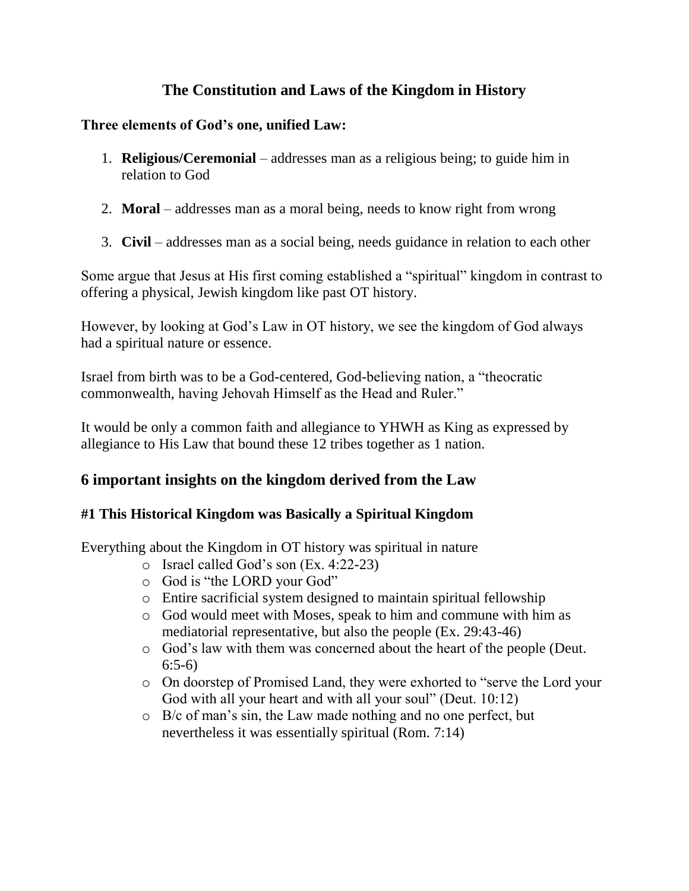# The Constitution and Laws of the Kingdom in History

**Three elements of God's one, unified Law:**

1. **Religious/Ceremonial** – addresses man as a religious being; to guide him in relation to God

2. **Moral** – addresses man as a moral being, needs to know right from wrong

3. **Civil** – addresses man as a social being, needs guidance in relation to each other

Some argue that Jesus at His first coming established a "spiritual" kingdom in contrast to offering a physical, Jewish kingdom like past OT history.

However, by looking at God's Law in OT history, we see the kingdom of God always had a spiritual nature or essence.

Israel from birth was to be a God-centered, God-believing nation, a "theocratic commonwealth, having Jehovah Himself as the Head and Ruler."

It would be only a common faith and allegiance to YHWH as King as expressed by allegiance to His Law that bound these 12 tribes together as 1 nation.

## 6 important insights on the kingdom derived from the Law

### #1 This Historical Kingdom was Basically a Spiritual Kingdom

Everything about the Kingdom in OT history was spiritual in nature

- Israel called God's son (Ex. 4:22-23)
- God is "the LORD your God"
- Entire sacrificial system designed to maintain spiritual fellowship
- God would meet with Moses, speak to him and commune with him as mediatorial representative, but also the people (Ex. 29:43-46)
- God's law with them was concerned about the heart of the people (Deut. 6:5-6)
- On doorstep of Promised Land, they were exhorted to "serve the Lord your God with all your heart and with all your soul" (Deut. 10:12)
- B/c of man's sin, the Law made nothing and no one perfect, but nevertheless it was essentially spiritual (Rom. 7:14)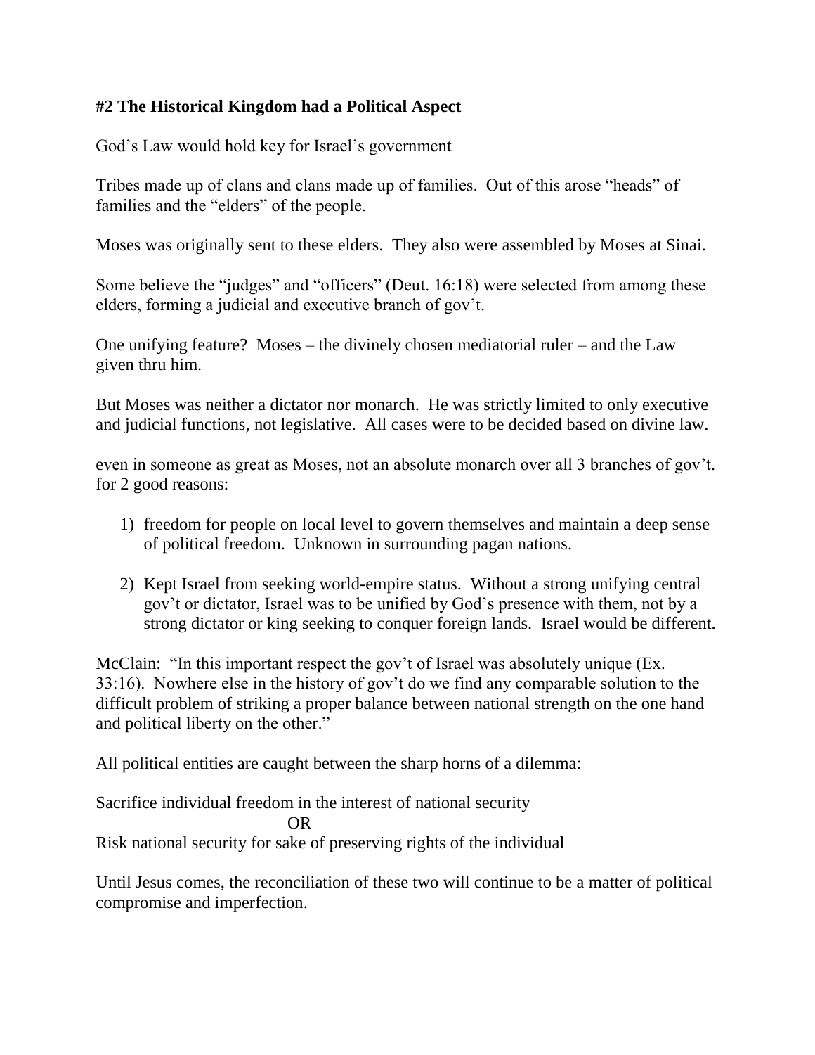**#2 The Historical Kingdom had a Political Aspect**

God's Law would hold key for Israel's government

Tribes made up of clans and clans made up of families. Out of this arose "heads" of families and the "elders" of the people.

Moses was originally sent to these elders. They also were assembled by Moses at Sinai.

Some believe the "judges" and "officers" (Deut. 16:18) were selected from among these elders, forming a judicial and executive branch of gov't.

One unifying feature? Moses – the divinely chosen mediatorial ruler – and the Law given thru him.

But Moses was neither a dictator nor monarch. He was strictly limited to only executive and judicial functions, not legislative. All cases were to be decided based on divine law.

even in someone as great as Moses, not an absolute monarch over all 3 branches of gov't. for 2 good reasons:

1) freedom for people on local level to govern themselves and maintain a deep sense of political freedom. Unknown in surrounding pagan nations.

2) Kept Israel from seeking world-empire status. Without a strong unifying central gov't or dictator, Israel was to be unified by God's presence with them, not by a strong dictator or king seeking to conquer foreign lands. Israel would be different.

McClain: "In this important respect the gov't of Israel was absolutely unique (Ex. 33:16). Nowhere else in the history of gov't do we find any comparable solution to the difficult problem of striking a proper balance between national strength on the one hand and political liberty on the other."

All political entities are caught between the sharp horns of a dilemma:

Sacrifice individual freedom in the interest of national security

OR

Risk national security for sake of preserving rights of the individual

Until Jesus comes, the reconciliation of these two will continue to be a matter of political compromise and imperfection.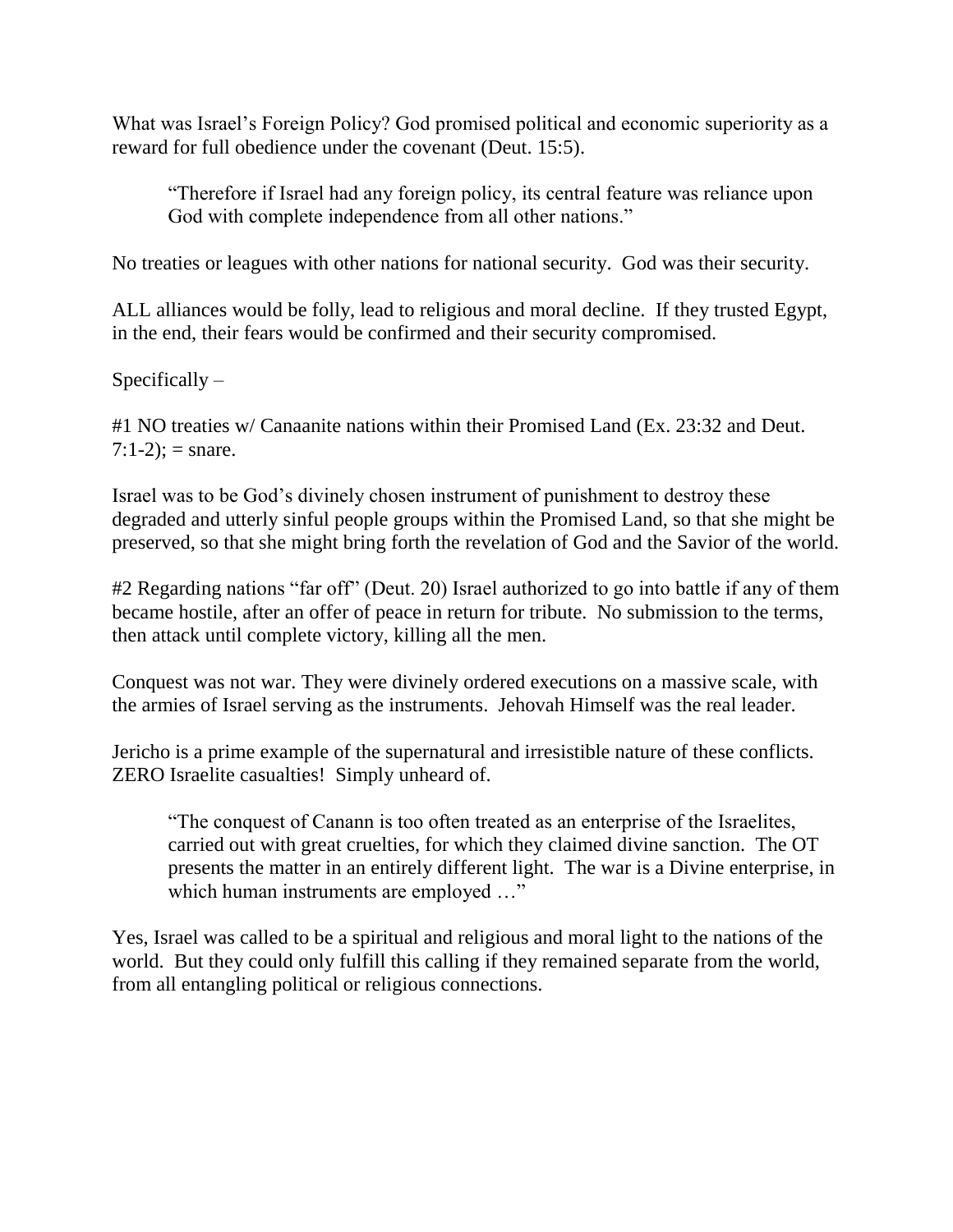What was Israel's Foreign Policy? God promised political and economic superiority as a reward for full obedience under the covenant (Deut. 15:5).

> "Therefore if Israel had any foreign policy, its central feature was reliance upon God with complete independence from all other nations."

No treaties or leagues with other nations for national security. God was their security.

ALL alliances would be folly, lead to religious and moral decline. If they trusted Egypt, in the end, their fears would be confirmed and their security compromised.

Specifically –

#1 NO treaties w/ Canaanite nations within their Promised Land (Ex. 23:32 and Deut. 7:1-2); = snare.

Israel was to be God's divinely chosen instrument of punishment to destroy these degraded and utterly sinful people groups within the Promised Land, so that she might be preserved, so that she might bring forth the revelation of God and the Savior of the world.

#2 Regarding nations "far off" (Deut. 20) Israel authorized to go into battle if any of them became hostile, after an offer of peace in return for tribute. No submission to the terms, then attack until complete victory, killing all the men.

Conquest was not war. They were divinely ordered executions on a massive scale, with the armies of Israel serving as the instruments. Jehovah Himself was the real leader.

Jericho is a prime example of the supernatural and irresistible nature of these conflicts. ZERO Israelite casualties! Simply unheard of.

> "The conquest of Canann is too often treated as an enterprise of the Israelites, carried out with great cruelties, for which they claimed divine sanction. The OT presents the matter in an entirely different light. The war is a Divine enterprise, in which human instruments are employed …"

Yes, Israel was called to be a spiritual and religious and moral light to the nations of the world. But they could only fulfill this calling if they remained separate from the world, from all entangling political or religious connections.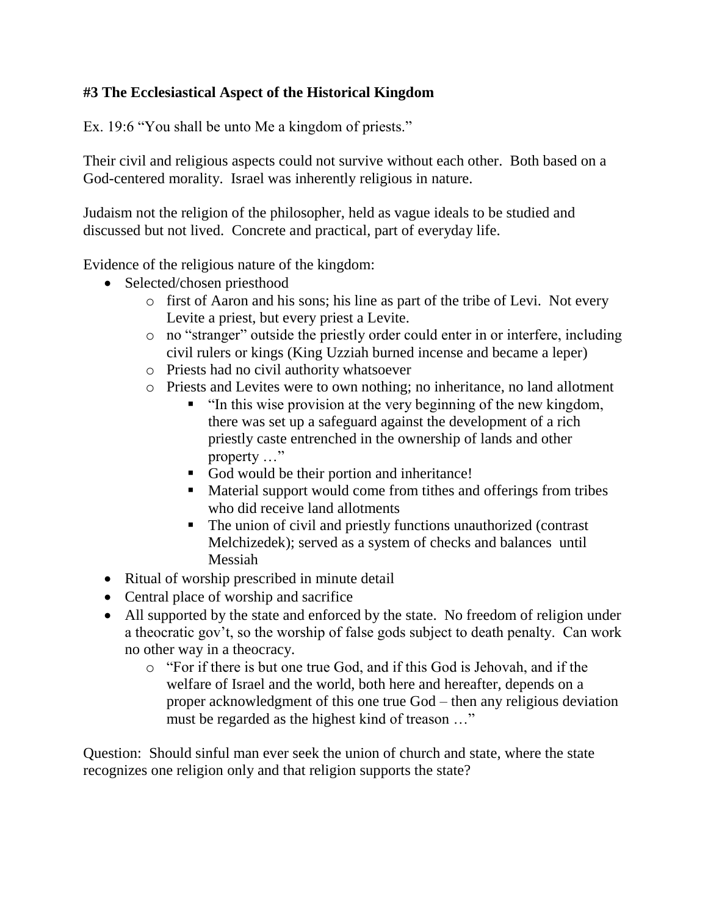**#3 The Ecclesiastical Aspect of the Historical Kingdom**

Ex. 19:6 "You shall be unto Me a kingdom of priests."

Their civil and religious aspects could not survive without each other. Both based on a God-centered morality. Israel was inherently religious in nature.

Judaism not the religion of the philosopher, held as vague ideals to be studied and discussed but not lived. Concrete and practical, part of everyday life.

Evidence of the religious nature of the kingdom:

- Selected/chosen priesthood
  - first of Aaron and his sons; his line as part of the tribe of Levi. Not every Levite a priest, but every priest a Levite.
  - no "stranger" outside the priestly order could enter in or interfere, including civil rulers or kings (King Uzziah burned incense and became a leper)
  - Priests had no civil authority whatsoever
  - Priests and Levites were to own nothing; no inheritance, no land allotment
    - "In this wise provision at the very beginning of the new kingdom, there was set up a safeguard against the development of a rich priestly caste entrenched in the ownership of lands and other property …"
    - God would be their portion and inheritance!
    - Material support would come from tithes and offerings from tribes who did receive land allotments
    - The union of civil and priestly functions unauthorized (contrast Melchizedek); served as a system of checks and balances until Messiah
- Ritual of worship prescribed in minute detail
- Central place of worship and sacrifice
- All supported by the state and enforced by the state. No freedom of religion under a theocratic gov't, so the worship of false gods subject to death penalty. Can work no other way in a theocracy.
  - "For if there is but one true God, and if this God is Jehovah, and if the welfare of Israel and the world, both here and hereafter, depends on a proper acknowledgment of this one true God – then any religious deviation must be regarded as the highest kind of treason …"

Question: Should sinful man ever seek the union of church and state, where the state recognizes one religion only and that religion supports the state?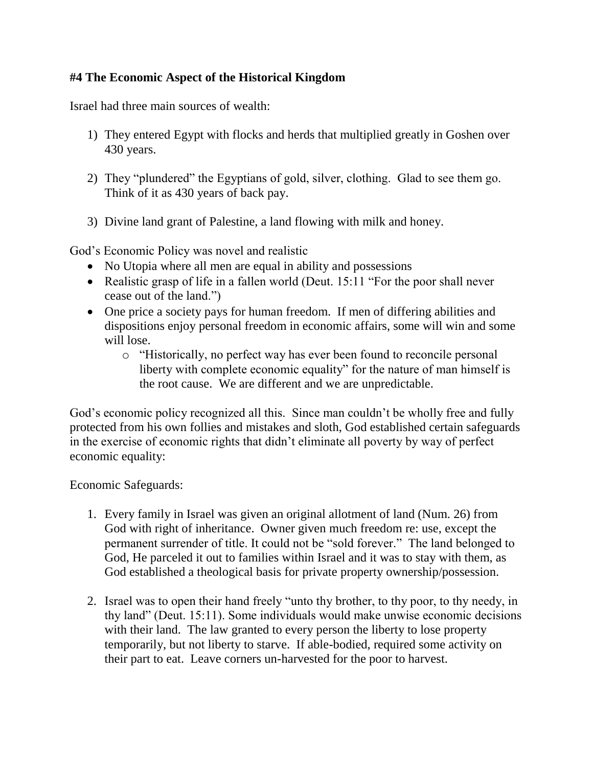**#4 The Economic Aspect of the Historical Kingdom**

Israel had three main sources of wealth:

1) They entered Egypt with flocks and herds that multiplied greatly in Goshen over 430 years.

2) They "plundered" the Egyptians of gold, silver, clothing. Glad to see them go. Think of it as 430 years of back pay.

3) Divine land grant of Palestine, a land flowing with milk and honey.

God's Economic Policy was novel and realistic

- No Utopia where all men are equal in ability and possessions
- Realistic grasp of life in a fallen world (Deut. 15:11 "For the poor shall never cease out of the land.")
- One price a society pays for human freedom. If men of differing abilities and dispositions enjoy personal freedom in economic affairs, some will win and some will lose.
    - "Historically, no perfect way has ever been found to reconcile personal liberty with complete economic equality" for the nature of man himself is the root cause. We are different and we are unpredictable.

God's economic policy recognized all this. Since man couldn't be wholly free and fully protected from his own follies and mistakes and sloth, God established certain safeguards in the exercise of economic rights that didn't eliminate all poverty by way of perfect economic equality:

Economic Safeguards:

1. Every family in Israel was given an original allotment of land (Num. 26) from God with right of inheritance. Owner given much freedom re: use, except the permanent surrender of title. It could not be "sold forever." The land belonged to God, He parceled it out to families within Israel and it was to stay with them, as God established a theological basis for private property ownership/possession.

2. Israel was to open their hand freely "unto thy brother, to thy poor, to thy needy, in thy land" (Deut. 15:11). Some individuals would make unwise economic decisions with their land. The law granted to every person the liberty to lose property temporarily, but not liberty to starve. If able-bodied, required some activity on their part to eat. Leave corners un-harvested for the poor to harvest.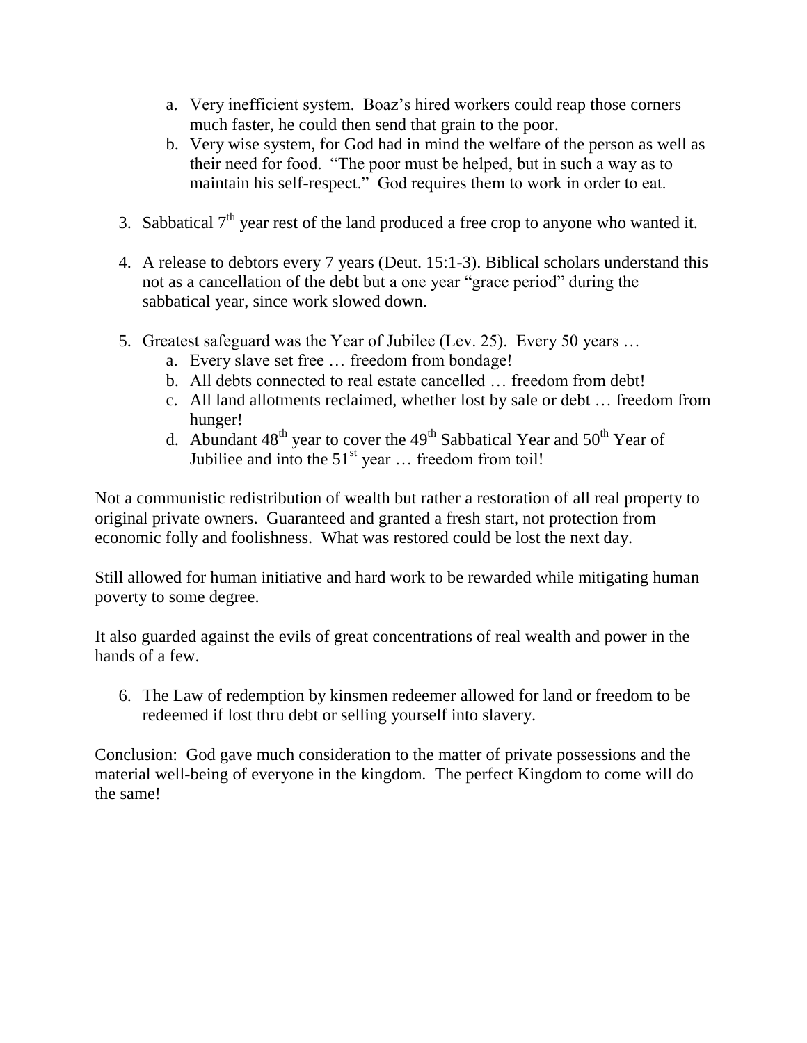a. Very inefficient system. Boaz's hired workers could reap those corners much faster, he could then send that grain to the poor.
   b. Very wise system, for God had in mind the welfare of the person as well as their need for food. "The poor must be helped, but in such a way as to maintain his self-respect." God requires them to work in order to eat.

3. Sabbatical 7th year rest of the land produced a free crop to anyone who wanted it.

4. A release to debtors every 7 years (Deut. 15:1-3). Biblical scholars understand this not as a cancellation of the debt but a one year "grace period" during the sabbatical year, since work slowed down.

5. Greatest safeguard was the Year of Jubilee (Lev. 25). Every 50 years …
   a. Every slave set free … freedom from bondage!
   b. All debts connected to real estate cancelled … freedom from debt!
   c. All land allotments reclaimed, whether lost by sale or debt … freedom from hunger!
   d. Abundant 48th year to cover the 49th Sabbatical Year and 50th Year of Jubiliee and into the 51st year … freedom from toil!

Not a communistic redistribution of wealth but rather a restoration of all real property to original private owners. Guaranteed and granted a fresh start, not protection from economic folly and foolishness. What was restored could be lost the next day.

Still allowed for human initiative and hard work to be rewarded while mitigating human poverty to some degree.

It also guarded against the evils of great concentrations of real wealth and power in the hands of a few.

6. The Law of redemption by kinsmen redeemer allowed for land or freedom to be redeemed if lost thru debt or selling yourself into slavery.

Conclusion: God gave much consideration to the matter of private possessions and the material well-being of everyone in the kingdom. The perfect Kingdom to come will do the same!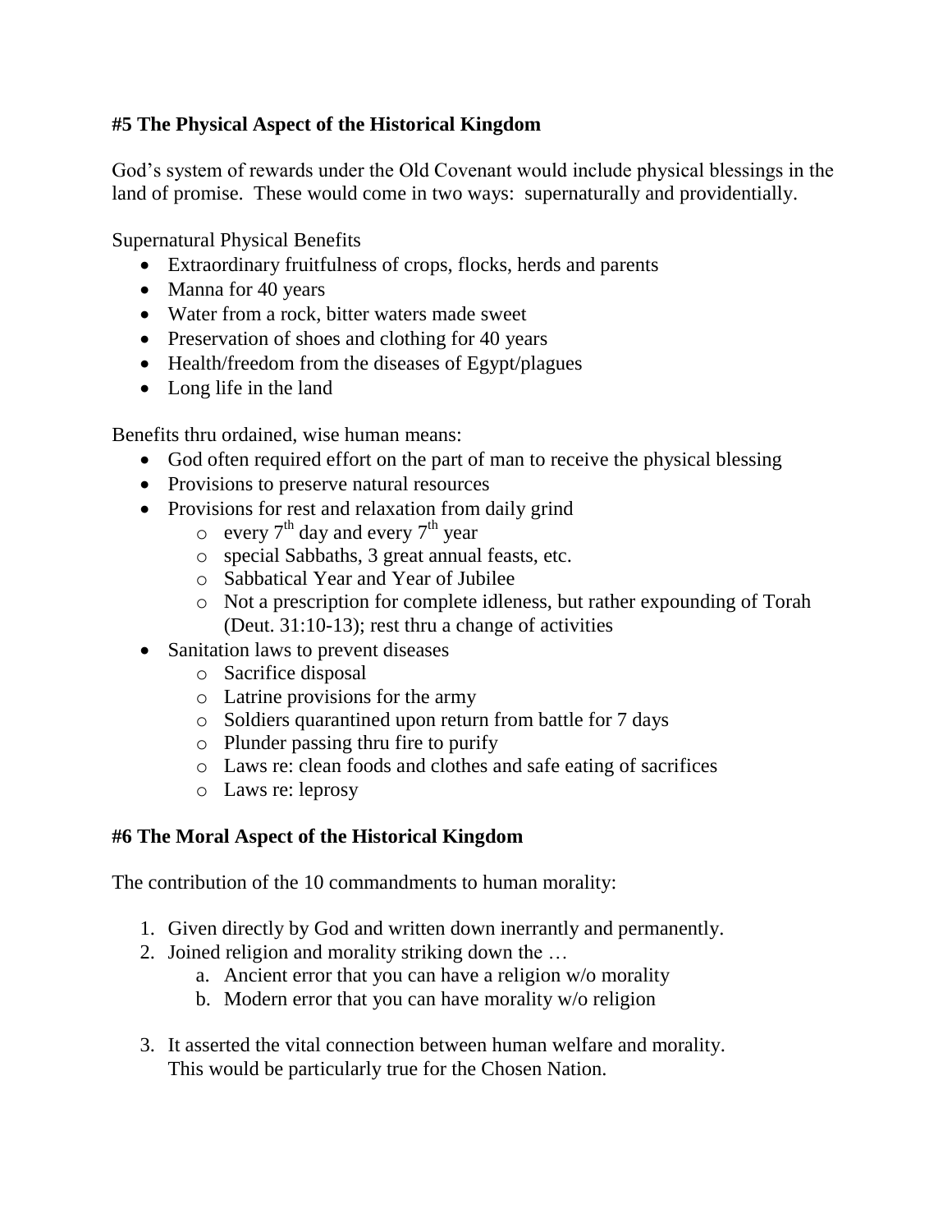## #5 The Physical Aspect of the Historical Kingdom

God's system of rewards under the Old Covenant would include physical blessings in the land of promise. These would come in two ways: supernaturally and providentially.

Supernatural Physical Benefits

- Extraordinary fruitfulness of crops, flocks, herds and parents
- Manna for 40 years
- Water from a rock, bitter waters made sweet
- Preservation of shoes and clothing for 40 years
- Health/freedom from the diseases of Egypt/plagues
- Long life in the land

Benefits thru ordained, wise human means:

- God often required effort on the part of man to receive the physical blessing
- Provisions to preserve natural resources
- Provisions for rest and relaxation from daily grind
  - every 7th day and every 7th year
  - special Sabbaths, 3 great annual feasts, etc.
  - Sabbatical Year and Year of Jubilee
  - Not a prescription for complete idleness, but rather expounding of Torah (Deut. 31:10-13); rest thru a change of activities
- Sanitation laws to prevent diseases
  - Sacrifice disposal
  - Latrine provisions for the army
  - Soldiers quarantined upon return from battle for 7 days
  - Plunder passing thru fire to purify
  - Laws re: clean foods and clothes and safe eating of sacrifices
  - Laws re: leprosy

## #6 The Moral Aspect of the Historical Kingdom

The contribution of the 10 commandments to human morality:

1. Given directly by God and written down inerrantly and permanently.
2. Joined religion and morality striking down the …
   a. Ancient error that you can have a religion w/o morality
   b. Modern error that you can have morality w/o religion
3. It asserted the vital connection between human welfare and morality. This would be particularly true for the Chosen Nation.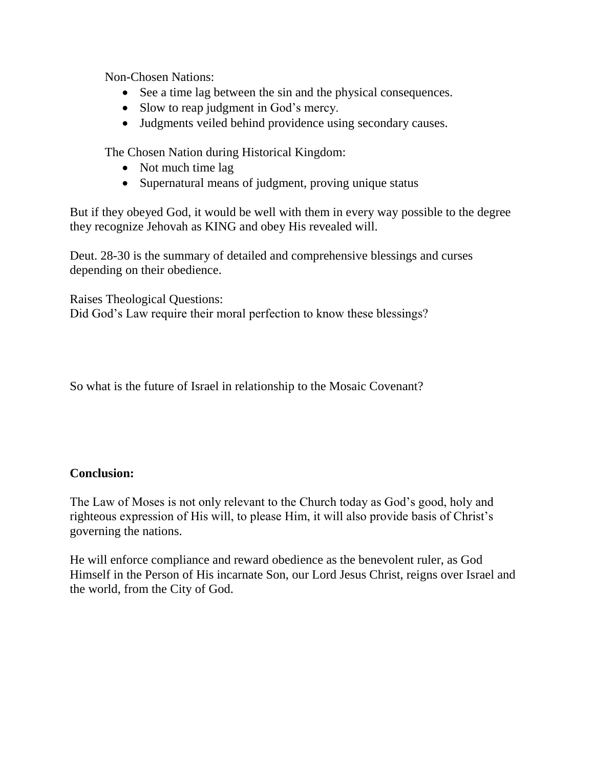Non-Chosen Nations:

- See a time lag between the sin and the physical consequences.
- Slow to reap judgment in God's mercy.
- Judgments veiled behind providence using secondary causes.

The Chosen Nation during Historical Kingdom:

- Not much time lag
- Supernatural means of judgment, proving unique status

But if they obeyed God, it would be well with them in every way possible to the degree they recognize Jehovah as KING and obey His revealed will.

Deut. 28-30 is the summary of detailed and comprehensive blessings and curses depending on their obedience.

Raises Theological Questions:
Did God's Law require their moral perfection to know these blessings?

So what is the future of Israel in relationship to the Mosaic Covenant?

**Conclusion:**

The Law of Moses is not only relevant to the Church today as God's good, holy and righteous expression of His will, to please Him, it will also provide basis of Christ's governing the nations.

He will enforce compliance and reward obedience as the benevolent ruler, as God Himself in the Person of His incarnate Son, our Lord Jesus Christ, reigns over Israel and the world, from the City of God.